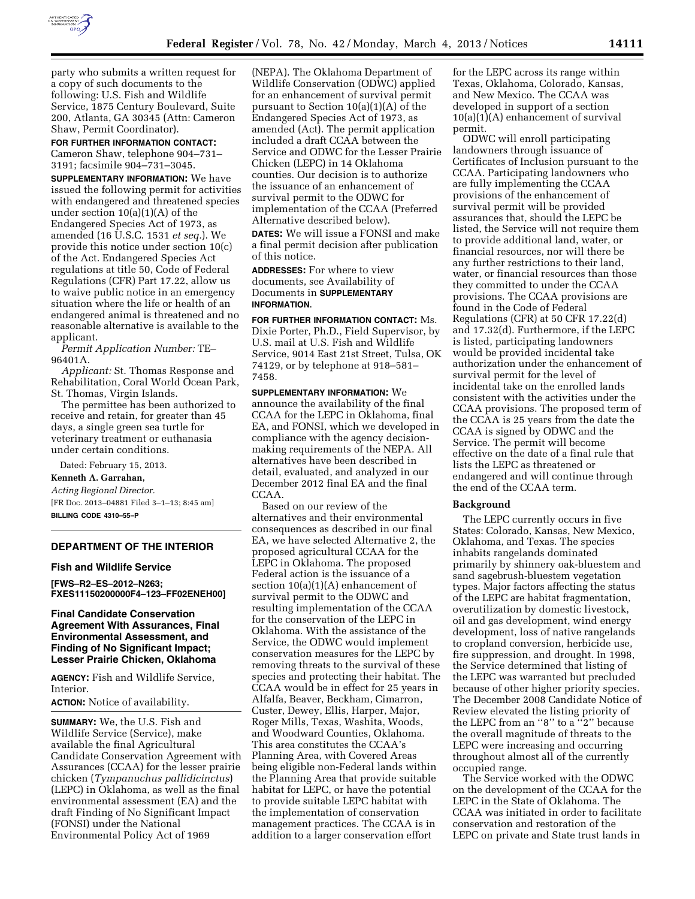party who submits a written request for a copy of such documents to the following: U.S. Fish and Wildlife Service, 1875 Century Boulevard, Suite 200, Atlanta, GA 30345 (Attn: Cameron Shaw, Permit Coordinator).

**FOR FURTHER INFORMATION CONTACT:** Cameron Shaw, telephone 904–731–3191; facsimile 904–731–3045.

**SUPPLEMENTARY INFORMATION:** We have issued the following permit for activities with endangered and threatened species under section 10(a)(1)(A) of the Endangered Species Act of 1973, as amended (16 U.S.C. 1531 *et seq.*). We provide this notice under section 10(c) of the Act. Endangered Species Act regulations at title 50, Code of Federal Regulations (CFR) Part 17.22, allow us to waive public notice in an emergency situation where the life or health of an endangered animal is threatened and no reasonable alternative is available to the applicant.

*Permit Application Number:* TE–96401A.

*Applicant:* St. Thomas Response and Rehabilitation, Coral World Ocean Park, St. Thomas, Virgin Islands.

The permittee has been authorized to receive and retain, for greater than 45 days, a single green sea turtle for veterinary treatment or euthanasia under certain conditions.

Dated: February 15, 2013.

**Kenneth A. Garrahan,**

*Acting Regional Director.*

[FR Doc. 2013–04881 Filed 3–1–13; 8:45 am]

**BILLING CODE 4310–55–P**

## DEPARTMENT OF THE INTERIOR

### Fish and Wildlife Service

**[FWS–R2–ES–2012–N263; FXES11150200000F4–123–FF02ENEH00]**

### Final Candidate Conservation Agreement With Assurances, Final Environmental Assessment, and Finding of No Significant Impact; Lesser Prairie Chicken, Oklahoma

**AGENCY:** Fish and Wildlife Service, Interior.

**ACTION:** Notice of availability.

**SUMMARY:** We, the U.S. Fish and Wildlife Service (Service), make available the final Agricultural Candidate Conservation Agreement with Assurances (CCAA) for the lesser prairie chicken (*Tympanuchus pallidicinctus*) (LEPC) in Oklahoma, as well as the final environmental assessment (EA) and the draft Finding of No Significant Impact (FONSI) under the National Environmental Policy Act of 1969 (NEPA). The Oklahoma Department of Wildlife Conservation (ODWC) applied for an enhancement of survival permit pursuant to Section 10(a)(1)(A) of the Endangered Species Act of 1973, as amended (Act). The permit application included a draft CCAA between the Service and ODWC for the Lesser Prairie Chicken (LEPC) in 14 Oklahoma counties. Our decision is to authorize the issuance of an enhancement of survival permit to the ODWC for implementation of the CCAA (Preferred Alternative described below).

**DATES:** We will issue a FONSI and make a final permit decision after publication of this notice.

**ADDRESSES:** For where to view documents, see Availability of Documents in **SUPPLEMENTARY INFORMATION**.

**FOR FURTHER INFORMATION CONTACT:** Ms. Dixie Porter, Ph.D., Field Supervisor, by U.S. mail at U.S. Fish and Wildlife Service, 9014 East 21st Street, Tulsa, OK 74129, or by telephone at 918–581–7458.

**SUPPLEMENTARY INFORMATION:** We announce the availability of the final CCAA for the LEPC in Oklahoma, final EA, and FONSI, which we developed in compliance with the agency decision-making requirements of the NEPA. All alternatives have been described in detail, evaluated, and analyzed in our December 2012 final EA and the final CCAA.

Based on our review of the alternatives and their environmental consequences as described in our final EA, we have selected Alternative 2, the proposed agricultural CCAA for the LEPC in Oklahoma. The proposed Federal action is the issuance of a section 10(a)(1)(A) enhancement of survival permit to the ODWC and resulting implementation of the CCAA for the conservation of the LEPC in Oklahoma. With the assistance of the Service, the ODWC would implement conservation measures for the LEPC by removing threats to the survival of these species and protecting their habitat. The CCAA would be in effect for 25 years in Alfalfa, Beaver, Beckham, Cimarron, Custer, Dewey, Ellis, Harper, Major, Roger Mills, Texas, Washita, Woods, and Woodward Counties, Oklahoma. This area constitutes the CCAA's Planning Area, with Covered Areas being eligible non-Federal lands within the Planning Area that provide suitable habitat for LEPC, or have the potential to provide suitable LEPC habitat with the implementation of conservation management practices. The CCAA is in addition to a larger conservation effort for the LEPC across its range within Texas, Oklahoma, Colorado, Kansas, and New Mexico. The CCAA was developed in support of a section 10(a)(1)(A) enhancement of survival permit.

ODWC will enroll participating landowners through issuance of Certificates of Inclusion pursuant to the CCAA. Participating landowners who are fully implementing the CCAA provisions of the enhancement of survival permit will be provided assurances that, should the LEPC be listed, the Service will not require them to provide additional land, water, or financial resources, nor will there be any further restrictions to their land, water, or financial resources than those they committed to under the CCAA provisions. The CCAA provisions are found in the Code of Federal Regulations (CFR) at 50 CFR 17.22(d) and 17.32(d). Furthermore, if the LEPC is listed, participating landowners would be provided incidental take authorization under the enhancement of survival permit for the level of incidental take on the enrolled lands consistent with the activities under the CCAA provisions. The proposed term of the CCAA is 25 years from the date the CCAA is signed by ODWC and the Service. The permit will become effective on the date of a final rule that lists the LEPC as threatened or endangered and will continue through the end of the CCAA term.

### Background

The LEPC currently occurs in five States: Colorado, Kansas, New Mexico, Oklahoma, and Texas. The species inhabits rangelands dominated primarily by shinnery oak-bluestem and sand sagebrush-bluestem vegetation types. Major factors affecting the status of the LEPC are habitat fragmentation, overutilization by domestic livestock, oil and gas development, wind energy development, loss of native rangelands to cropland conversion, herbicide use, fire suppression, and drought. In 1998, the Service determined that listing of the LEPC was warranted but precluded because of other higher priority species. The December 2008 Candidate Notice of Review elevated the listing priority of the LEPC from an "8" to a "2" because the overall magnitude of threats to the LEPC were increasing and occurring throughout almost all of the currently occupied range.

The Service worked with the ODWC on the development of the CCAA for the LEPC in the State of Oklahoma. The CCAA was initiated in order to facilitate conservation and restoration of the LEPC on private and State trust lands in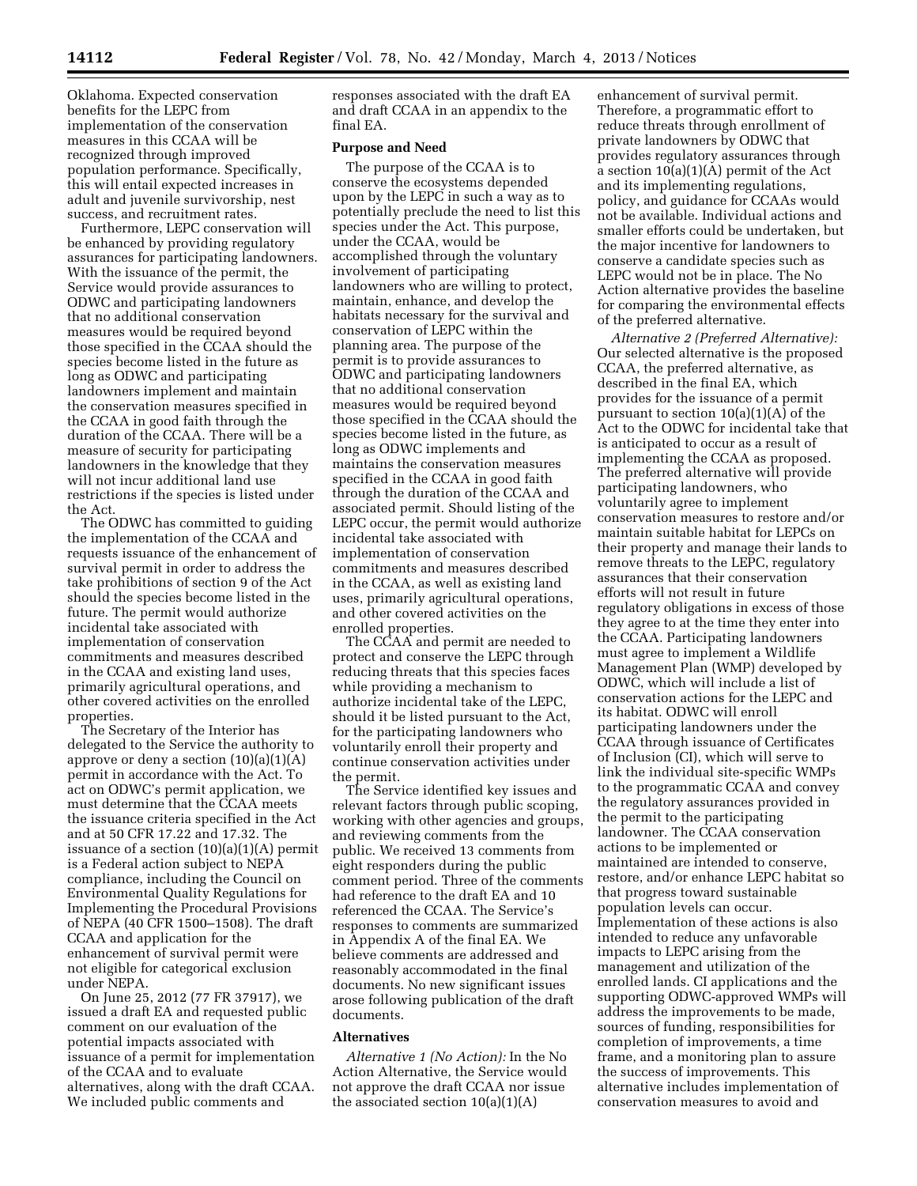Oklahoma. Expected conservation benefits for the LEPC from implementation of the conservation measures in this CCAA will be recognized through improved population performance. Specifically, this will entail expected increases in adult and juvenile survivorship, nest success, and recruitment rates.

Furthermore, LEPC conservation will be enhanced by providing regulatory assurances for participating landowners. With the issuance of the permit, the Service would provide assurances to ODWC and participating landowners that no additional conservation measures would be required beyond those specified in the CCAA should the species become listed in the future as long as ODWC and participating landowners implement and maintain the conservation measures specified in the CCAA in good faith through the duration of the CCAA. There will be a measure of security for participating landowners in the knowledge that they will not incur additional land use restrictions if the species is listed under the Act.

The ODWC has committed to guiding the implementation of the CCAA and requests issuance of the enhancement of survival permit in order to address the take prohibitions of section 9 of the Act should the species become listed in the future. The permit would authorize incidental take associated with implementation of conservation commitments and measures described in the CCAA and existing land uses, primarily agricultural operations, and other covered activities on the enrolled properties.

The Secretary of the Interior has delegated to the Service the authority to approve or deny a section (10)(a)(1)(A) permit in accordance with the Act. To act on ODWC's permit application, we must determine that the CCAA meets the issuance criteria specified in the Act and at 50 CFR 17.22 and 17.32. The issuance of a section (10)(a)(1)(A) permit is a Federal action subject to NEPA compliance, including the Council on Environmental Quality Regulations for Implementing the Procedural Provisions of NEPA (40 CFR 1500–1508). The draft CCAA and application for the enhancement of survival permit were not eligible for categorical exclusion under NEPA.

On June 25, 2012 (77 FR 37917), we issued a draft EA and requested public comment on our evaluation of the potential impacts associated with issuance of a permit for implementation of the CCAA and to evaluate alternatives, along with the draft CCAA. We included public comments and responses associated with the draft EA and draft CCAA in an appendix to the final EA.

## Purpose and Need

The purpose of the CCAA is to conserve the ecosystems depended upon by the LEPC in such a way as to potentially preclude the need to list this species under the Act. This purpose, under the CCAA, would be accomplished through the voluntary involvement of participating landowners who are willing to protect, maintain, enhance, and develop the habitats necessary for the survival and conservation of LEPC within the planning area. The purpose of the permit is to provide assurances to ODWC and participating landowners that no additional conservation measures would be required beyond those specified in the CCAA should the species become listed in the future, as long as ODWC implements and maintains the conservation measures specified in the CCAA in good faith through the duration of the CCAA and associated permit. Should listing of the LEPC occur, the permit would authorize incidental take associated with implementation of conservation commitments and measures described in the CCAA, as well as existing land uses, primarily agricultural operations, and other covered activities on the enrolled properties.

The CCAA and permit are needed to protect and conserve the LEPC through reducing threats that this species faces while providing a mechanism to authorize incidental take of the LEPC, should it be listed pursuant to the Act, for the participating landowners who voluntarily enroll their property and continue conservation activities under the permit.

The Service identified key issues and relevant factors through public scoping, working with other agencies and groups, and reviewing comments from the public. We received 13 comments from eight responders during the public comment period. Three of the comments had reference to the draft EA and 10 referenced the CCAA. The Service's responses to comments are summarized in Appendix A of the final EA. We believe comments are addressed and reasonably accommodated in the final documents. No new significant issues arose following publication of the draft documents.

## Alternatives

*Alternative 1 (No Action):* In the No Action Alternative, the Service would not approve the draft CCAA nor issue the associated section 10(a)(1)(A) enhancement of survival permit. Therefore, a programmatic effort to reduce threats through enrollment of private landowners by ODWC that provides regulatory assurances through a section 10(a)(1)(A) permit of the Act and its implementing regulations, policy, and guidance for CCAAs would not be available. Individual actions and smaller efforts could be undertaken, but the major incentive for landowners to conserve a candidate species such as LEPC would not be in place. The No Action alternative provides the baseline for comparing the environmental effects of the preferred alternative.

*Alternative 2 (Preferred Alternative):* Our selected alternative is the proposed CCAA, the preferred alternative, as described in the final EA, which provides for the issuance of a permit pursuant to section 10(a)(1)(A) of the Act to the ODWC for incidental take that is anticipated to occur as a result of implementing the CCAA as proposed. The preferred alternative will provide participating landowners, who voluntarily agree to implement conservation measures to restore and/or maintain suitable habitat for LEPCs on their property and manage their lands to remove threats to the LEPC, regulatory assurances that their conservation efforts will not result in future regulatory obligations in excess of those they agree to at the time they enter into the CCAA. Participating landowners must agree to implement a Wildlife Management Plan (WMP) developed by ODWC, which will include a list of conservation actions for the LEPC and its habitat. ODWC will enroll participating landowners under the CCAA through issuance of Certificates of Inclusion (CI), which will serve to link the individual site-specific WMPs to the programmatic CCAA and convey the regulatory assurances provided in the permit to the participating landowner. The CCAA conservation actions to be implemented or maintained are intended to conserve, restore, and/or enhance LEPC habitat so that progress toward sustainable population levels can occur. Implementation of these actions is also intended to reduce any unfavorable impacts to LEPC arising from the management and utilization of the enrolled lands. CI applications and the supporting ODWC-approved WMPs will address the improvements to be made, sources of funding, responsibilities for completion of improvements, a time frame, and a monitoring plan to assure the success of improvements. This alternative includes implementation of conservation measures to avoid and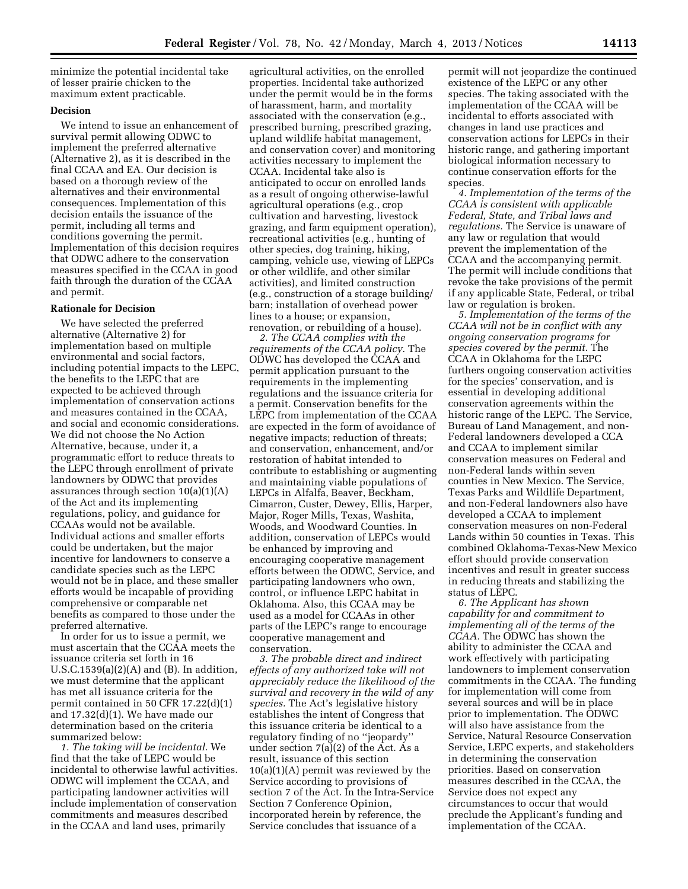minimize the potential incidental take of lesser prairie chicken to the maximum extent practicable.

**Decision**

We intend to issue an enhancement of survival permit allowing ODWC to implement the preferred alternative (Alternative 2), as it is described in the final CCAA and EA. Our decision is based on a thorough review of the alternatives and their environmental consequences. Implementation of this decision entails the issuance of the permit, including all terms and conditions governing the permit. Implementation of this decision requires that ODWC adhere to the conservation measures specified in the CCAA in good faith through the duration of the CCAA and permit.

**Rationale for Decision**

We have selected the preferred alternative (Alternative 2) for implementation based on multiple environmental and social factors, including potential impacts to the LEPC, the benefits to the LEPC that are expected to be achieved through implementation of conservation actions and measures contained in the CCAA, and social and economic considerations. We did not choose the No Action Alternative, because, under it, a programmatic effort to reduce threats to the LEPC through enrollment of private landowners by ODWC that provides assurances through section 10(a)(1)(A) of the Act and its implementing regulations, policy, and guidance for CCAAs would not be available. Individual actions and smaller efforts could be undertaken, but the major incentive for landowners to conserve a candidate species such as the LEPC would not be in place, and these smaller efforts would be incapable of providing comprehensive or comparable net benefits as compared to those under the preferred alternative.

In order for us to issue a permit, we must ascertain that the CCAA meets the issuance criteria set forth in 16 U.S.C.1539(a)(2)(A) and (B). In addition, we must determine that the applicant has met all issuance criteria for the permit contained in 50 CFR 17.22(d)(1) and 17.32(d)(1). We have made our determination based on the criteria summarized below:

*1. The taking will be incidental.* We find that the take of LEPC would be incidental to otherwise lawful activities. ODWC will implement the CCAA, and participating landowner activities will include implementation of conservation commitments and measures described in the CCAA and land uses, primarily agricultural activities, on the enrolled properties. Incidental take authorized under the permit would be in the forms of harassment, harm, and mortality associated with the conservation (e.g., prescribed burning, prescribed grazing, upland wildlife habitat management, and conservation cover) and monitoring activities necessary to implement the CCAA. Incidental take also is anticipated to occur on enrolled lands as a result of ongoing otherwise-lawful agricultural operations (e.g., crop cultivation and harvesting, livestock grazing, and farm equipment operation), recreational activities (e.g., hunting of other species, dog training, hiking, camping, vehicle use, viewing of LEPCs or other wildlife, and other similar activities), and limited construction (e.g., construction of a storage building/barn; installation of overhead power lines to a house; or expansion, renovation, or rebuilding of a house).

*2. The CCAA complies with the requirements of the CCAA policy.* The ODWC has developed the CCAA and permit application pursuant to the requirements in the implementing regulations and the issuance criteria for a permit. Conservation benefits for the LEPC from implementation of the CCAA are expected in the form of avoidance of negative impacts; reduction of threats; and conservation, enhancement, and/or restoration of habitat intended to contribute to establishing or augmenting and maintaining viable populations of LEPCs in Alfalfa, Beaver, Beckham, Cimarron, Custer, Dewey, Ellis, Harper, Major, Roger Mills, Texas, Washita, Woods, and Woodward Counties. In addition, conservation of LEPCs would be enhanced by improving and encouraging cooperative management efforts between the ODWC, Service, and participating landowners who own, control, or influence LEPC habitat in Oklahoma. Also, this CCAA may be used as a model for CCAAs in other parts of the LEPC's range to encourage cooperative management and conservation.

*3. The probable direct and indirect effects of any authorized take will not appreciably reduce the likelihood of the survival and recovery in the wild of any species.* The Act's legislative history establishes the intent of Congress that this issuance criteria be identical to a regulatory finding of no "jeopardy" under section 7(a)(2) of the Act. As a result, issuance of this section 10(a)(1)(A) permit was reviewed by the Service according to provisions of section 7 of the Act. In the Intra-Service Section 7 Conference Opinion, incorporated herein by reference, the Service concludes that issuance of a permit will not jeopardize the continued existence of the LEPC or any other species. The taking associated with the implementation of the CCAA will be incidental to efforts associated with changes in land use practices and conservation actions for LEPCs in their historic range, and gathering important biological information necessary to continue conservation efforts for the species.

*4. Implementation of the terms of the CCAA is consistent with applicable Federal, State, and Tribal laws and regulations.* The Service is unaware of any law or regulation that would prevent the implementation of the CCAA and the accompanying permit. The permit will include conditions that revoke the take provisions of the permit if any applicable State, Federal, or tribal law or regulation is broken.

*5. Implementation of the terms of the CCAA will not be in conflict with any ongoing conservation programs for species covered by the permit.* The CCAA in Oklahoma for the LEPC furthers ongoing conservation activities for the species' conservation, and is essential in developing additional conservation agreements within the historic range of the LEPC. The Service, Bureau of Land Management, and non-Federal landowners developed a CCA and CCAA to implement similar conservation measures on Federal and non-Federal lands within seven counties in New Mexico. The Service, Texas Parks and Wildlife Department, and non-Federal landowners also have developed a CCAA to implement conservation measures on non-Federal Lands within 50 counties in Texas. This combined Oklahoma-Texas-New Mexico effort should provide conservation incentives and result in greater success in reducing threats and stabilizing the status of LEPC.

*6. The Applicant has shown capability for and commitment to implementing all of the terms of the CCAA.* The ODWC has shown the ability to administer the CCAA and work effectively with participating landowners to implement conservation commitments in the CCAA. The funding for implementation will come from several sources and will be in place prior to implementation. The ODWC will also have assistance from the Service, Natural Resource Conservation Service, LEPC experts, and stakeholders in determining the conservation priorities. Based on conservation measures described in the CCAA, the Service does not expect any circumstances to occur that would preclude the Applicant's funding and implementation of the CCAA.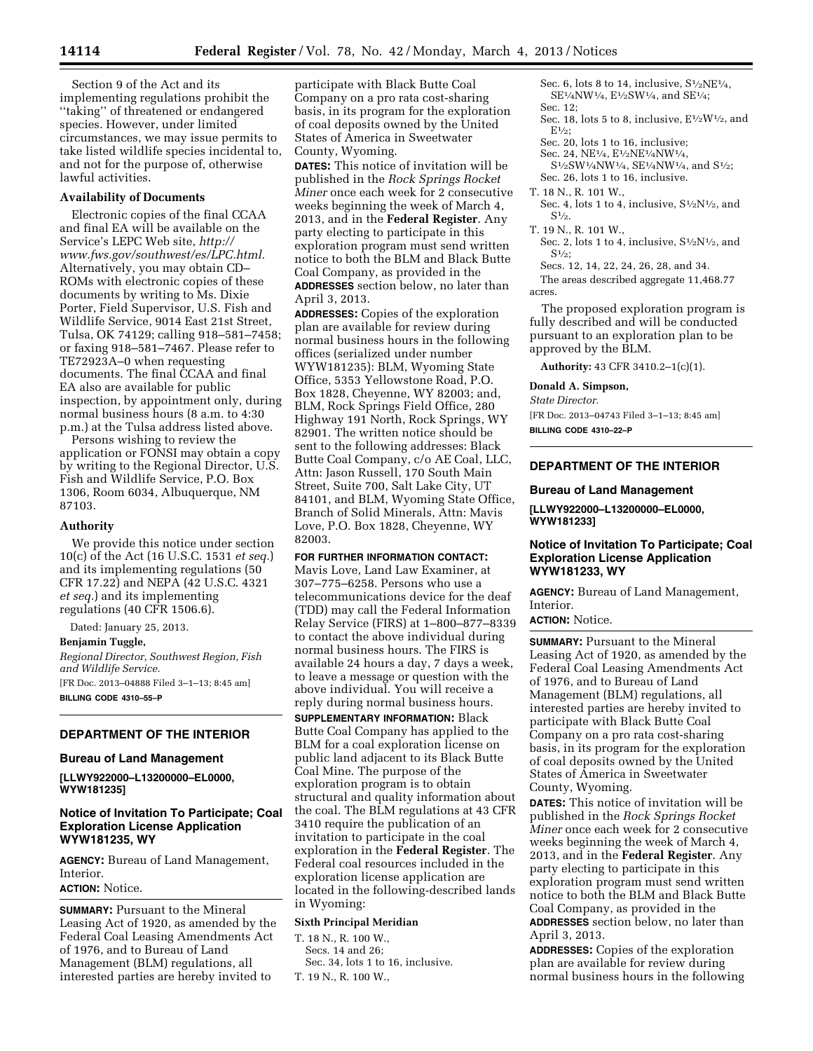Section 9 of the Act and its implementing regulations prohibit the ''taking'' of threatened or endangered species. However, under limited circumstances, we may issue permits to take listed wildlife species incidental to, and not for the purpose of, otherwise lawful activities.

### Availability of Documents

Electronic copies of the final CCAA and final EA will be available on the Service's LEPC Web site, *http://www.fws.gov/southwest/es/LPC.html.* Alternatively, you may obtain CD–ROMs with electronic copies of these documents by writing to Ms. Dixie Porter, Field Supervisor, U.S. Fish and Wildlife Service, 9014 East 21st Street, Tulsa, OK 74129; calling 918–581–7458; or faxing 918–581–7467. Please refer to TE72923A–0 when requesting documents. The final CCAA and final EA also are available for public inspection, by appointment only, during normal business hours (8 a.m. to 4:30 p.m.) at the Tulsa address listed above.

Persons wishing to review the application or FONSI may obtain a copy by writing to the Regional Director, U.S. Fish and Wildlife Service, P.O. Box 1306, Room 6034, Albuquerque, NM 87103.

### Authority

We provide this notice under section 10(c) of the Act (16 U.S.C. 1531 *et seq.*) and its implementing regulations (50 CFR 17.22) and NEPA (42 U.S.C. 4321 *et seq.*) and its implementing regulations (40 CFR 1506.6).

Dated: January 25, 2013.

**Benjamin Tuggle,**

*Regional Director, Southwest Region, Fish and Wildlife Service.*

[FR Doc. 2013–04888 Filed 3–1–13; 8:45 am]

**BILLING CODE 4310–55–P**

## DEPARTMENT OF THE INTERIOR

### Bureau of Land Management

**[LLWY922000–L13200000–EL0000, WYW181235]**

### Notice of Invitation To Participate; Coal Exploration License Application WYW181235, WY

**AGENCY:** Bureau of Land Management, Interior.

**ACTION:** Notice.

**SUMMARY:** Pursuant to the Mineral Leasing Act of 1920, as amended by the Federal Coal Leasing Amendments Act of 1976, and to Bureau of Land Management (BLM) regulations, all interested parties are hereby invited to participate with Black Butte Coal Company on a pro rata cost-sharing basis, in its program for the exploration of coal deposits owned by the United States of America in Sweetwater County, Wyoming.

**DATES:** This notice of invitation will be published in the *Rock Springs Rocket Miner* once each week for 2 consecutive weeks beginning the week of March 4, 2013, and in the **Federal Register**. Any party electing to participate in this exploration program must send written notice to both the BLM and Black Butte Coal Company, as provided in the **ADDRESSES** section below, no later than April 3, 2013.

**ADDRESSES:** Copies of the exploration plan are available for review during normal business hours in the following offices (serialized under number WYW181235): BLM, Wyoming State Office, 5353 Yellowstone Road, P.O. Box 1828, Cheyenne, WY 82003; and, BLM, Rock Springs Field Office, 280 Highway 191 North, Rock Springs, WY 82901. The written notice should be sent to the following addresses: Black Butte Coal Company, c/o AE Coal, LLC, Attn: Jason Russell, 170 South Main Street, Suite 700, Salt Lake City, UT 84101, and BLM, Wyoming State Office, Branch of Solid Minerals, Attn: Mavis Love, P.O. Box 1828, Cheyenne, WY 82003.

**FOR FURTHER INFORMATION CONTACT:** Mavis Love, Land Law Examiner, at 307–775–6258. Persons who use a telecommunications device for the deaf (TDD) may call the Federal Information Relay Service (FIRS) at 1–800–877–8339 to contact the above individual during normal business hours. The FIRS is available 24 hours a day, 7 days a week, to leave a message or question with the above individual. You will receive a reply during normal business hours.

**SUPPLEMENTARY INFORMATION:** Black Butte Coal Company has applied to the BLM for a coal exploration license on public land adjacent to its Black Butte Coal Mine. The purpose of the exploration program is to obtain structural and quality information about the coal. The BLM regulations at 43 CFR 3410 require the publication of an invitation to participate in the coal exploration in the **Federal Register**. The Federal coal resources included in the exploration license application are located in the following-described lands in Wyoming:

**Sixth Principal Meridian**

T. 18 N., R. 100 W.,
Secs. 14 and 26;
Sec. 34, lots 1 to 16, inclusive.

T. 19 N., R. 100 W.,
Sec. 6, lots 8 to 14, inclusive, S½NE¼, SE¼NW¼, E½SW¼, and SE¼;
Sec. 12;
Sec. 18, lots 5 to 8, inclusive, E½W½, and E½;
Sec. 20, lots 1 to 16, inclusive;
Sec. 24, NE¼, E½NE¼NW¼, S½SW¼NW¼, SE¼NW¼, and S½;
Sec. 26, lots 1 to 16, inclusive.

T. 18 N., R. 101 W.,
Sec. 4, lots 1 to 4, inclusive, S½N½, and S½.

T. 19 N., R. 101 W.,
Sec. 2, lots 1 to 4, inclusive, S½N½, and S½;
Secs. 12, 14, 22, 24, 26, 28, and 34.

The areas described aggregate 11,468.77 acres.

The proposed exploration program is fully described and will be conducted pursuant to an exploration plan to be approved by the BLM.

**Authority:** 43 CFR 3410.2–1(c)(1).

**Donald A. Simpson,**

*State Director.*

[FR Doc. 2013–04743 Filed 3–1–13; 8:45 am]

**BILLING CODE 4310–22–P**

## DEPARTMENT OF THE INTERIOR

### Bureau of Land Management

**[LLWY922000–L13200000–EL0000, WYW181233]**

### Notice of Invitation To Participate; Coal Exploration License Application WYW181233, WY

**AGENCY:** Bureau of Land Management, Interior.

**ACTION:** Notice.

**SUMMARY:** Pursuant to the Mineral Leasing Act of 1920, as amended by the Federal Coal Leasing Amendments Act of 1976, and to Bureau of Land Management (BLM) regulations, all interested parties are hereby invited to participate with Black Butte Coal Company on a pro rata cost-sharing basis, in its program for the exploration of coal deposits owned by the United States of America in Sweetwater County, Wyoming.

**DATES:** This notice of invitation will be published in the *Rock Springs Rocket Miner* once each week for 2 consecutive weeks beginning the week of March 4, 2013, and in the **Federal Register**. Any party electing to participate in this exploration program must send written notice to both the BLM and Black Butte Coal Company, as provided in the **ADDRESSES** section below, no later than April 3, 2013.

**ADDRESSES:** Copies of the exploration plan are available for review during normal business hours in the following